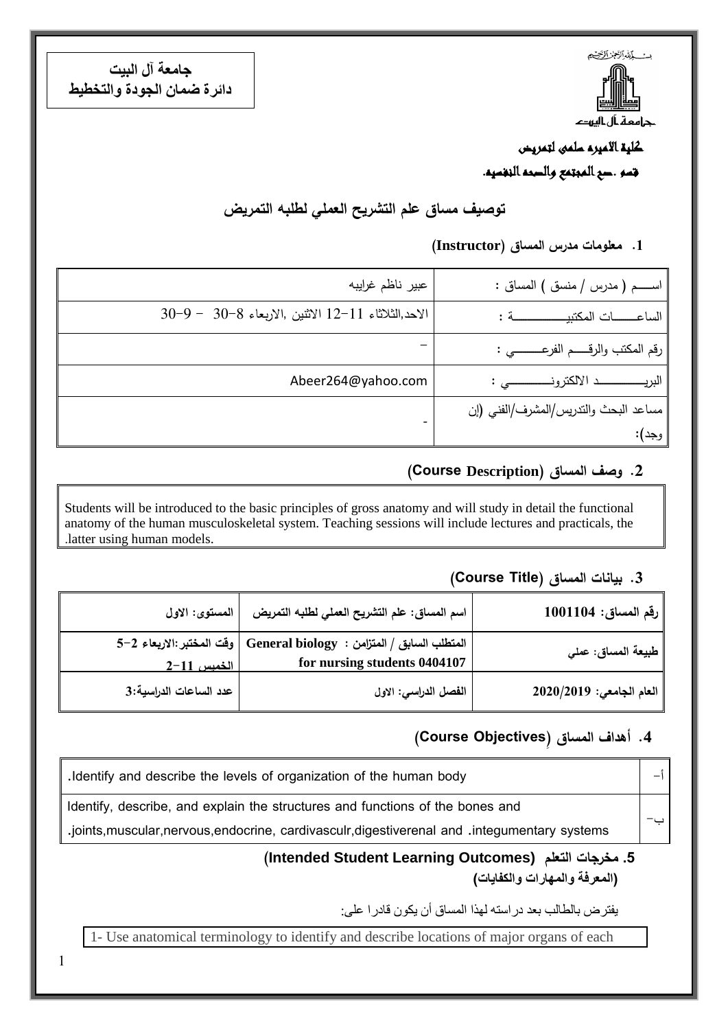**جامعة آل البيت**
**دائرة ضمان الجودة والتخطيط**

بسم الله الرحمن الرحيم

جامعة آل البيت

**كلية الاميره سلمى لتمريض**

**قسم .صح المجتمع والصحه النفسيه.**

# توصيف مساق علم التشريح العملي لطلبه التمريض

## 1. معلومات مدرس المساق (Instructor)

| | |
|---|---|
| اســـــم ( مدرس / منسق ) المساق : | عبير ناظم غرايبه |
| الساعــــــات المكتبيـــــــــــــة : | الاحد,الثلاثاء 11-12 الاثنين ,الاربعاء 8-30 - 9-30 |
| رقم المكتب والرقــــم الفرعـــــــي : | - |
| البريـــــــــــد الالكترونـــــــــــي : | Abeer264@yahoo.com |
| مساعد البحث والتدريس/المشرف/الفني (إن وجد): | - |

## 2. وصف المساق (Course Description)

Students will be introduced to the basic principles of gross anatomy and will study in detail the functional anatomy of the human musculoskeletal system. Teaching sessions will include lectures and practicals, the latter using human models.

## 3. بيانات المساق (Course Title)

| | | |
|---|---|---|
| **رقم المساق: 1001104** | **اسم المساق: علم التشريح العملي لطلبه التمريض** | **المستوى: الاول** |
| **طبيعة المساق: عملي** | **المتطلب السابق / المتزامن : General biology for nursing students 0404107** | **وقت المختبر:الاربعاء 2-5 الخميس 11-2** |
| **العام الجامعي: 2020/2019** | **الفصل الدراسي: الاول** | **عدد الساعات الدراسية:3** |

## 4. أهداف المساق (Course Objectives)

| | |
|---|---|
| أ- | Identify and describe the levels of organization of the human body. |
| ب- | Identify, describe, and explain the structures and functions of the bones and joints,muscular,nervous,endocrine, cardivasculr,digestiverenal and .integumentary systems. |

## 5. مخرجات التعلم (Intended Student Learning Outcomes)
### (المعرفة والمهارات والكفايات)

يفترض بالطالب بعد دراسته لهذا المساق أن يكون قادرا على:

1- Use anatomical terminology to identify and describe locations of major organs of each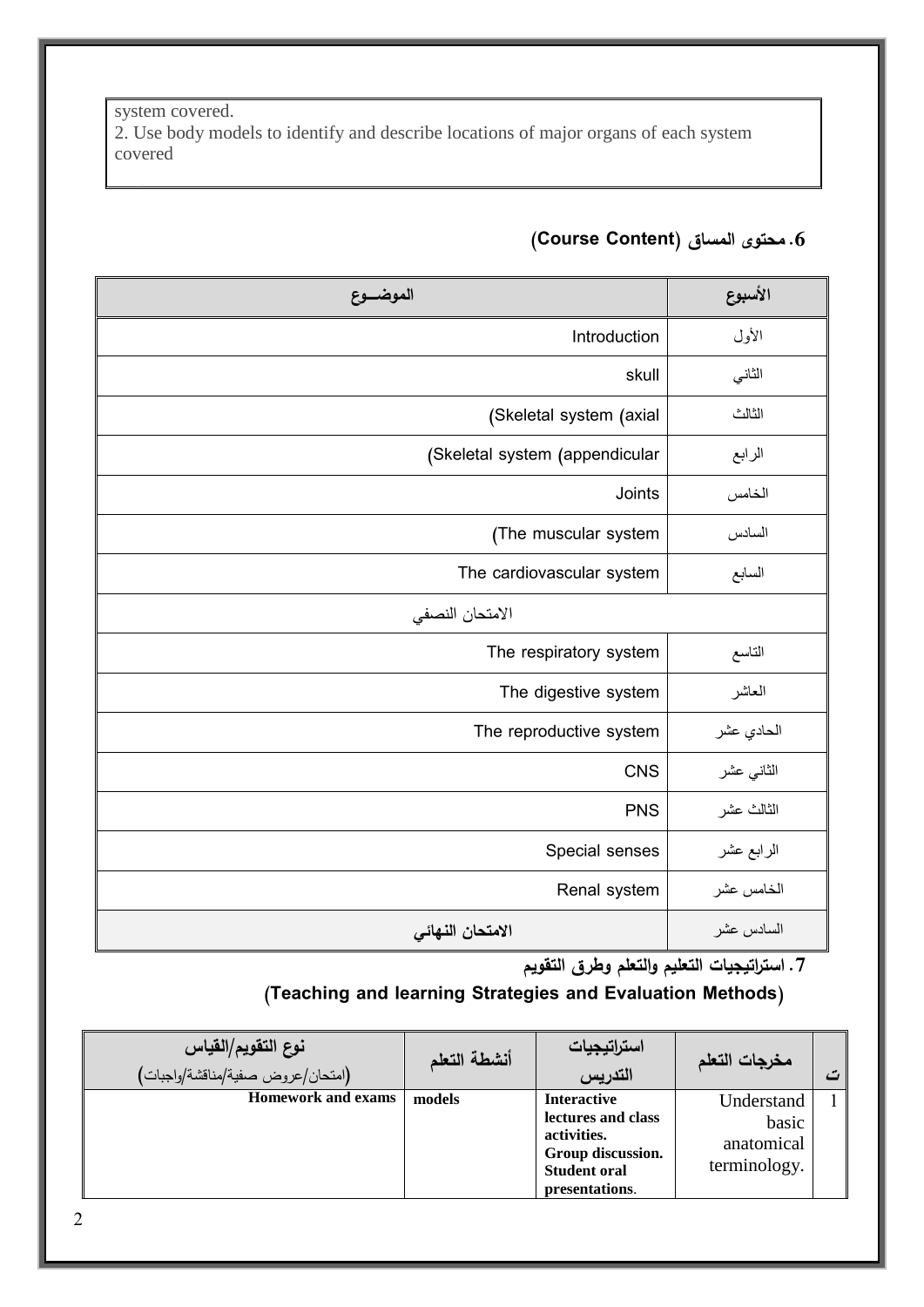system covered.
2. Use body models to identify and describe locations of major organs of each system covered

## 6. محتوى المساق (Course Content)

| الأسبوع | الموضــوع |
|---|---|
| الأول | Introduction |
| الثاني | skull |
| الثالث | (Skeletal system (axial |
| الرابع | (Skeletal system (appendicular |
| الخامس | Joints |
| السادس | (The muscular system |
| السابع | The cardiovascular system |
| | الامتحان النصفي |
| التاسع | The respiratory system |
| العاشر | The digestive system |
| الحادي عشر | The reproductive system |
| الثاني عشر | CNS |
| الثالث عشر | PNS |
| الرابع عشر | Special senses |
| الخامس عشر | Renal system |
| السادس عشر | **الامتحان النهائي** |

## 7. استراتيجيات التعليم والتعلم وطرق التقويم

## (Teaching and learning Strategies and Evaluation Methods)

| ت | مخرجات التعلم | استراتيجيات التدريس | أنشطة التعلم | نوع التقويم/القياس (امتحان/عروض صفية/مناقشة/واجبات) |
|---|---|---|---|---|
| 1 | Understand basic anatomical terminology. | **Interactive lectures and class activities. Group discussion. Student oral presentations.** | **models** | **Homework and exams** |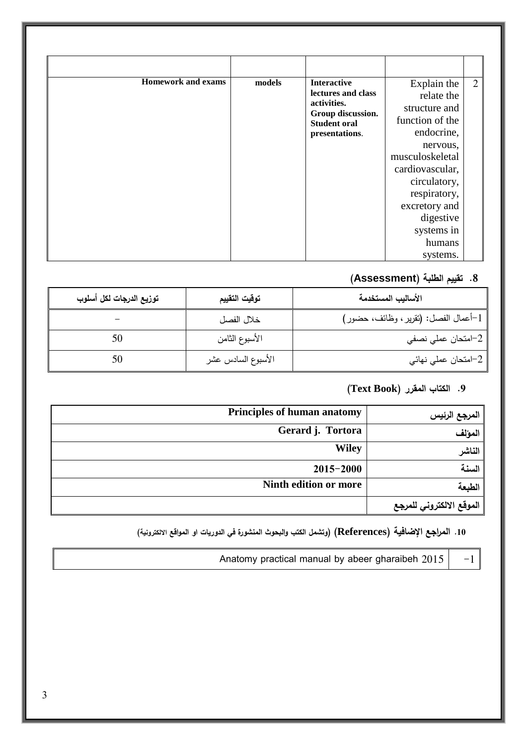| | | | | |
|---|---|---|---|---|
| | | | | |
| **Homework and exams** | **models** | **Interactive lectures and class activities. Group discussion. Student oral presentations**. | Explain the relate the structure and function of the endocrine, nervous, musculoskeletal cardiovascular, circulatory, respiratory, excretory and digestive systems in humans systems. | 2 |

### 8. تقييم الطلبة (Assessment)

| توزيع الدرجات لكل أسلوب | توقيت التقييم | الأساليب المستخدمة |
|---|---|---|
| - | خلال الفصل | 1-أعمال الفصل: (تقرير، وظائف، حضور) |
| 50 | الأسبوع الثامن | 2-امتحان عملي نصفي |
| 50 | الأسبوع السادس عشر | 2-امتحان عملي نهائي |

### 9. الكتاب المقرر (Text Book)

| | |
|---|---|
| **Principles of human anatomy** | **المرجع الرئيس** |
| **Gerard j. Tortora** | **المؤلف** |
| **Wiley** | **الناشر** |
| **2015-2000** | **السنة** |
| **Ninth edition or more** | **الطبعة** |
| | **الموقع الالكتروني للمرجع** |

### 10. المراجع الإضافية (References) (وتشمل الكتب والبحوث المنشورة في الدوريات او المواقع الالكترونية)

| | |
|---|---|
| Anatomy practical manual by abeer gharaibeh 2015 | 1- |